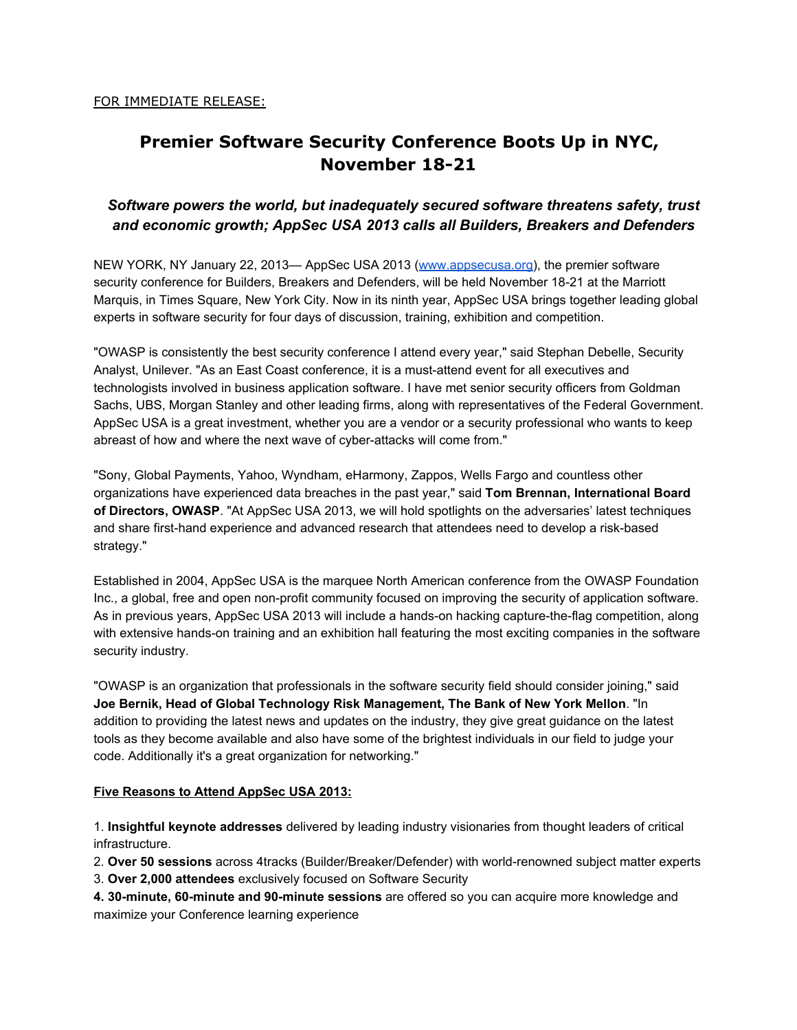FOR IMMEDIATE RELEASE:

# Premier Software Security Conference Boots Up in NYC, November 18-21

## *Software powers the world, but inadequately secured software threatens safety, trust and economic growth; AppSec USA 2013 calls all Builders, Breakers and Defenders*

NEW YORK, NY January 22, 2013— AppSec USA 2013 ([www.appsecusa.org](http://www.appsecusa.org)), the premier software security conference for Builders, Breakers and Defenders, will be held November 18-21 at the Marriott Marquis, in Times Square, New York City. Now in its ninth year, AppSec USA brings together leading global experts in software security for four days of discussion, training, exhibition and competition.

"OWASP is consistently the best security conference I attend every year," said Stephan Debelle, Security Analyst, Unilever. "As an East Coast conference, it is a must-attend event for all executives and technologists involved in business application software. I have met senior security officers from Goldman Sachs, UBS, Morgan Stanley and other leading firms, along with representatives of the Federal Government. AppSec USA is a great investment, whether you are a vendor or a security professional who wants to keep abreast of how and where the next wave of cyber-attacks will come from."

"Sony, Global Payments, Yahoo, Wyndham, eHarmony, Zappos, Wells Fargo and countless other organizations have experienced data breaches in the past year," said **Tom Brennan, International Board of Directors, OWASP**. "At AppSec USA 2013, we will hold spotlights on the adversaries' latest techniques and share first-hand experience and advanced research that attendees need to develop a risk-based strategy."

Established in 2004, AppSec USA is the marquee North American conference from the OWASP Foundation Inc., a global, free and open non-profit community focused on improving the security of application software. As in previous years, AppSec USA 2013 will include a hands-on hacking capture-the-flag competition, along with extensive hands-on training and an exhibition hall featuring the most exciting companies in the software security industry.

"OWASP is an organization that professionals in the software security field should consider joining," said **Joe Bernik, Head of Global Technology Risk Management, The Bank of New York Mellon**. "In addition to providing the latest news and updates on the industry, they give great guidance on the latest tools as they become available and also have some of the brightest individuals in our field to judge your code. Additionally it's a great organization for networking."

**Five Reasons to Attend AppSec USA 2013:**

1. **Insightful keynote addresses** delivered by leading industry visionaries from thought leaders of critical infrastructure.
2. **Over 50 sessions** across 4tracks (Builder/Breaker/Defender) with world-renowned subject matter experts
3. **Over 2,000 attendees** exclusively focused on Software Security
4. **30-minute, 60-minute and 90-minute sessions** are offered so you can acquire more knowledge and maximize your Conference learning experience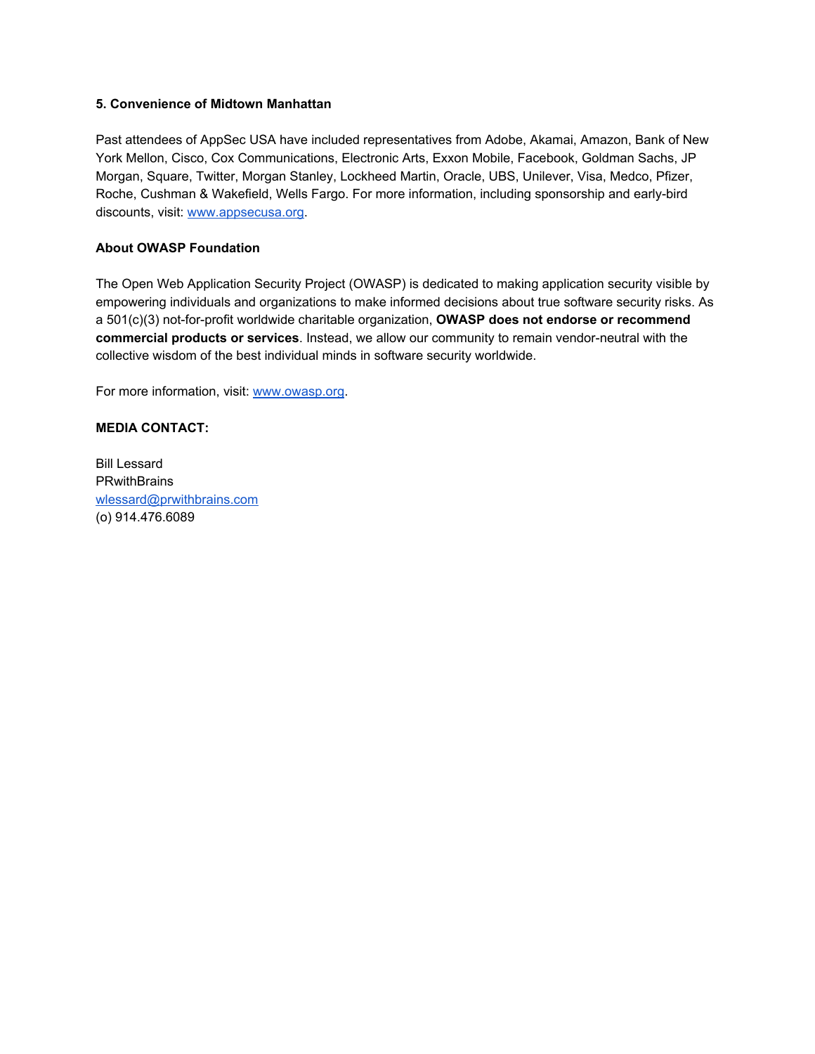**5. Convenience of Midtown Manhattan**

Past attendees of AppSec USA have included representatives from Adobe, Akamai, Amazon, Bank of New York Mellon, Cisco, Cox Communications, Electronic Arts, Exxon Mobile, Facebook, Goldman Sachs, JP Morgan, Square, Twitter, Morgan Stanley, Lockheed Martin, Oracle, UBS, Unilever, Visa, Medco, Pfizer, Roche, Cushman & Wakefield, Wells Fargo. For more information, including sponsorship and early-bird discounts, visit: [www.appsecusa.org](http://www.appsecusa.org).

**About OWASP Foundation**

The Open Web Application Security Project (OWASP) is dedicated to making application security visible by empowering individuals and organizations to make informed decisions about true software security risks. As a 501(c)(3) not-for-profit worldwide charitable organization, **OWASP does not endorse or recommend commercial products or services**. Instead, we allow our community to remain vendor-neutral with the collective wisdom of the best individual minds in software security worldwide.

For more information, visit: [www.owasp.org](http://www.owasp.org).

**MEDIA CONTACT:**

Bill Lessard
PRwithBrains
[wlessard@prwithbrains.com](mailto:wlessard@prwithbrains.com)
(o) 914.476.6089